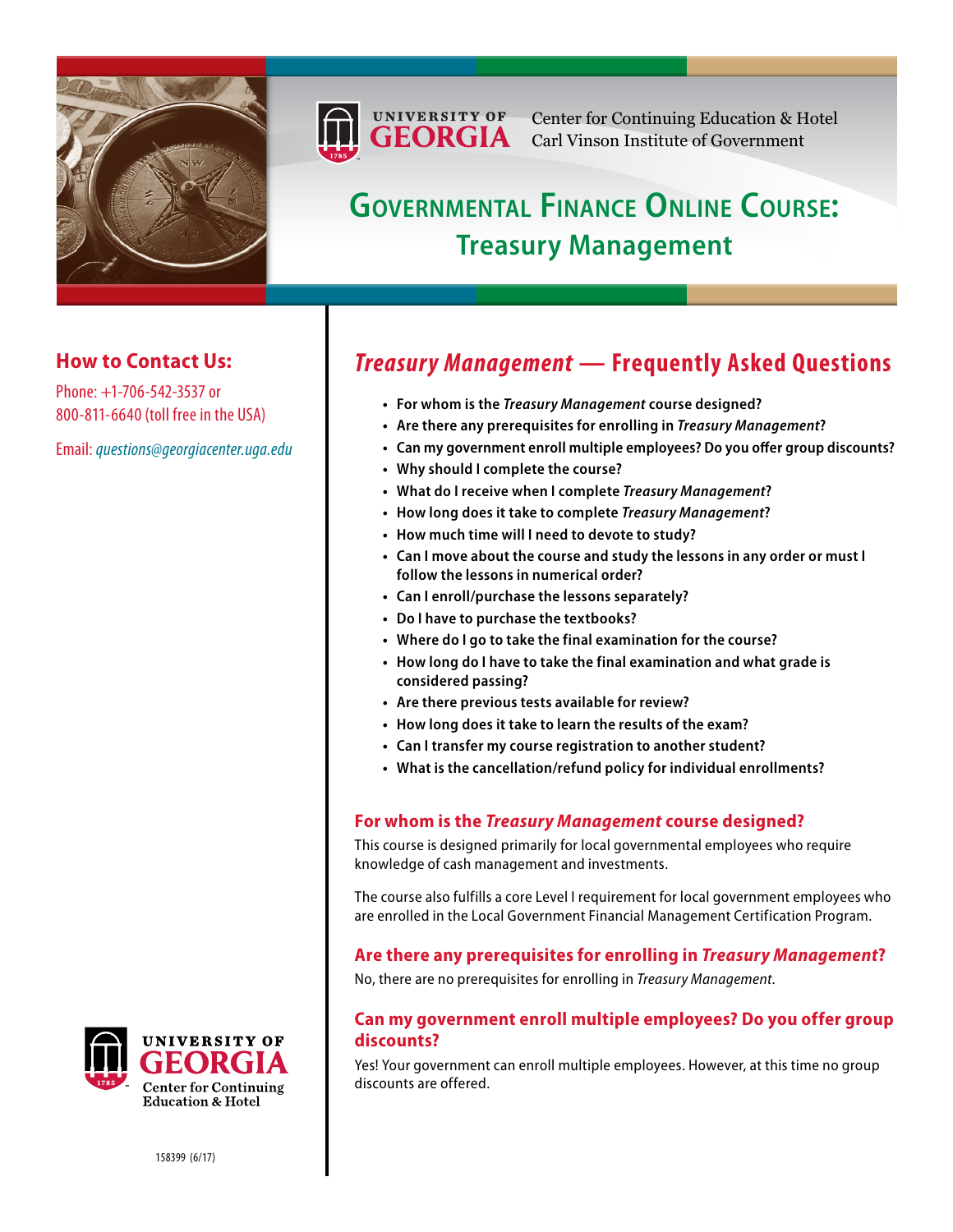UNIVERSITY OF GEORGIA

Center for Continuing Education & Hotel
Carl Vinson Institute of Government

# Governmental Finance Online Course: Treasury Management

## How to Contact Us:

Phone: +1-706-542-3537 or
800-811-6640 (toll free in the USA)

Email: *questions@georgiacenter.uga.edu*

## *Treasury Management* — Frequently Asked Questions

- For whom is the *Treasury Management* course designed?
- Are there any prerequisites for enrolling in *Treasury Management*?
- Can my government enroll multiple employees? Do you offer group discounts?
- Why should I complete the course?
- What do I receive when I complete *Treasury Management*?
- How long does it take to complete *Treasury Management*?
- How much time will I need to devote to study?
- Can I move about the course and study the lessons in any order or must I follow the lessons in numerical order?
- Can I enroll/purchase the lessons separately?
- Do I have to purchase the textbooks?
- Where do I go to take the final examination for the course?
- How long do I have to take the final examination and what grade is considered passing?
- Are there previous tests available for review?
- How long does it take to learn the results of the exam?
- Can I transfer my course registration to another student?
- What is the cancellation/refund policy for individual enrollments?

### For whom is the *Treasury Management* course designed?

This course is designed primarily for local governmental employees who require knowledge of cash management and investments.

The course also fulfills a core Level I requirement for local government employees who are enrolled in the Local Government Financial Management Certification Program.

### Are there any prerequisites for enrolling in *Treasury Management*?

No, there are no prerequisites for enrolling in *Treasury Management*.

### Can my government enroll multiple employees? Do you offer group discounts?

Yes! Your government can enroll multiple employees. However, at this time no group discounts are offered.

UNIVERSITY OF GEORGIA
Center for Continuing Education & Hotel

158399 (6/17)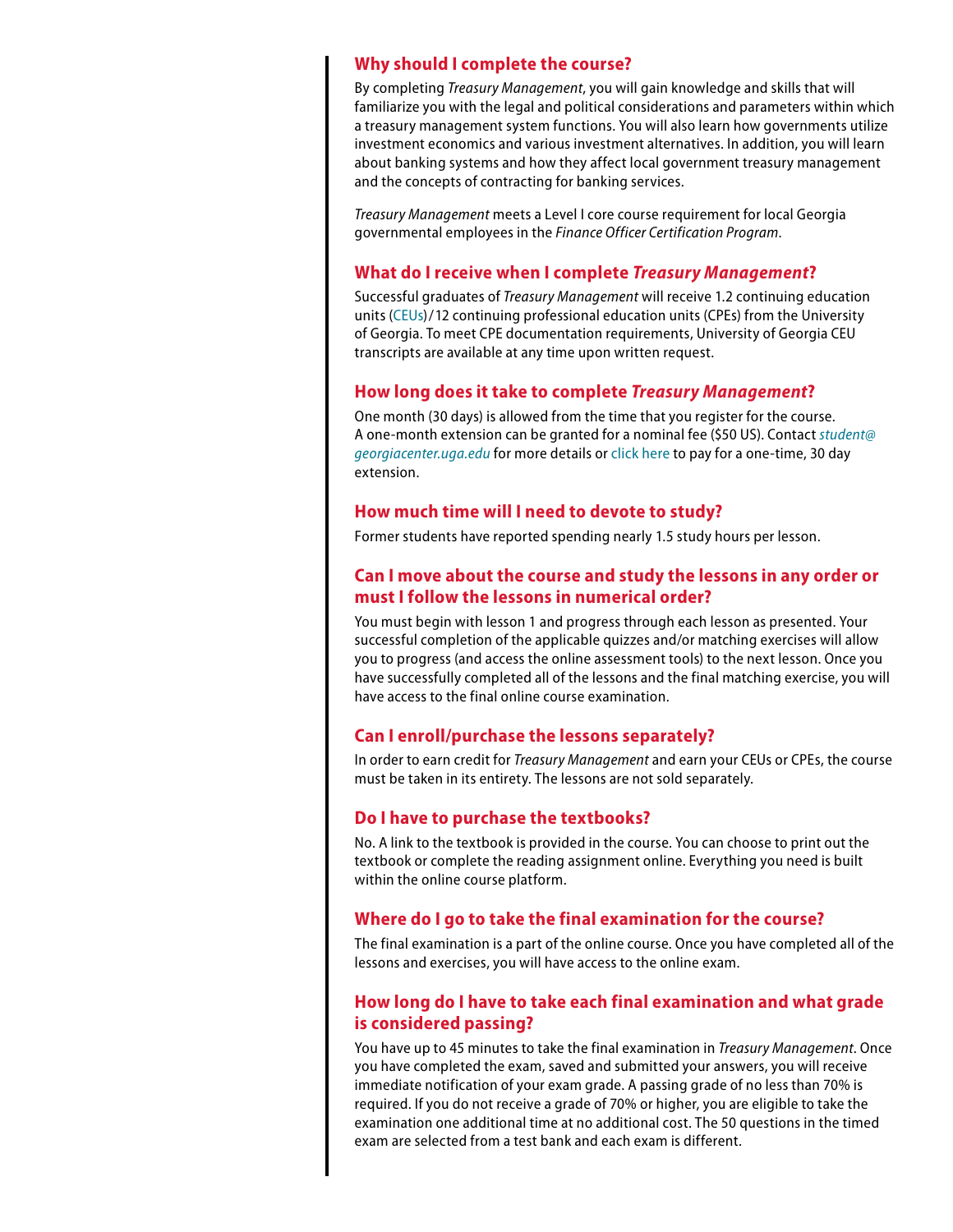## Why should I complete the course?

By completing *Treasury Management*, you will gain knowledge and skills that will familiarize you with the legal and political considerations and parameters within which a treasury management system functions. You will also learn how governments utilize investment economics and various investment alternatives. In addition, you will learn about banking systems and how they affect local government treasury management and the concepts of contracting for banking services.

*Treasury Management* meets a Level I core course requirement for local Georgia governmental employees in the *Finance Officer Certification Program*.

## What do I receive when I complete *Treasury Management*?

Successful graduates of *Treasury Management* will receive 1.2 continuing education units (CEUs)/12 continuing professional education units (CPEs) from the University of Georgia. To meet CPE documentation requirements, University of Georgia CEU transcripts are available at any time upon written request.

## How long does it take to complete *Treasury Management*?

One month (30 days) is allowed from the time that you register for the course. A one-month extension can be granted for a nominal fee ($50 US). Contact *student@georgiacenter.uga.edu* for more details or click here to pay for a one-time, 30 day extension.

## How much time will I need to devote to study?

Former students have reported spending nearly 1.5 study hours per lesson.

## Can I move about the course and study the lessons in any order or must I follow the lessons in numerical order?

You must begin with lesson 1 and progress through each lesson as presented. Your successful completion of the applicable quizzes and/or matching exercises will allow you to progress (and access the online assessment tools) to the next lesson. Once you have successfully completed all of the lessons and the final matching exercise, you will have access to the final online course examination.

## Can I enroll/purchase the lessons separately?

In order to earn credit for *Treasury Management* and earn your CEUs or CPEs, the course must be taken in its entirety. The lessons are not sold separately.

## Do I have to purchase the textbooks?

No. A link to the textbook is provided in the course. You can choose to print out the textbook or complete the reading assignment online. Everything you need is built within the online course platform.

## Where do I go to take the final examination for the course?

The final examination is a part of the online course. Once you have completed all of the lessons and exercises, you will have access to the online exam.

## How long do I have to take each final examination and what grade is considered passing?

You have up to 45 minutes to take the final examination in *Treasury Management*. Once you have completed the exam, saved and submitted your answers, you will receive immediate notification of your exam grade. A passing grade of no less than 70% is required. If you do not receive a grade of 70% or higher, you are eligible to take the examination one additional time at no additional cost. The 50 questions in the timed exam are selected from a test bank and each exam is different.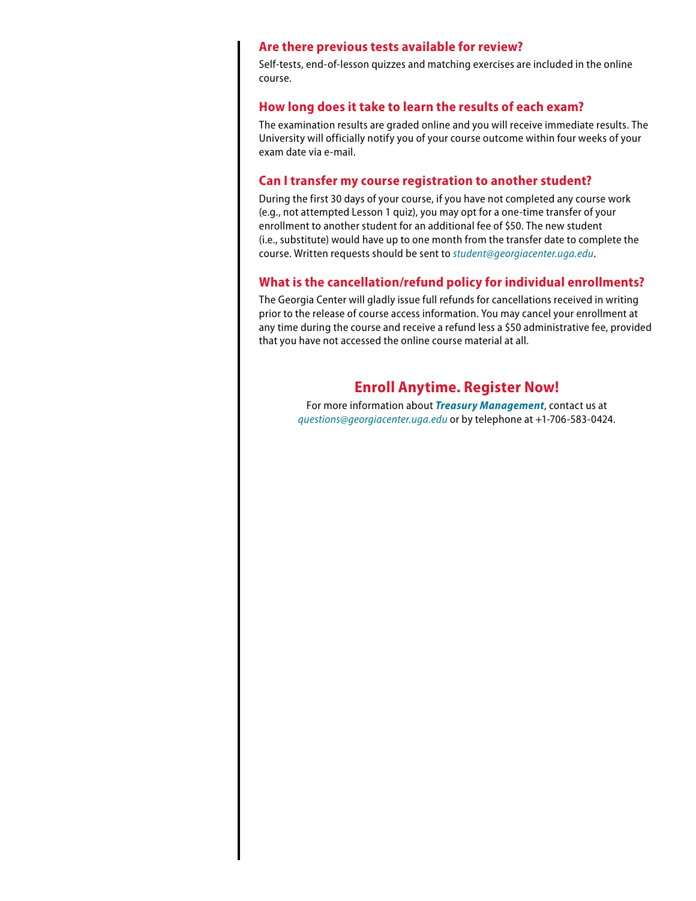### Are there previous tests available for review?

Self-tests, end-of-lesson quizzes and matching exercises are included in the online course.

### How long does it take to learn the results of each exam?

The examination results are graded online and you will receive immediate results. The University will officially notify you of your course outcome within four weeks of your exam date via e-mail.

### Can I transfer my course registration to another student?

During the first 30 days of your course, if you have not completed any course work (e.g., not attempted Lesson 1 quiz), you may opt for a one-time transfer of your enrollment to another student for an additional fee of $50. The new student (i.e., substitute) would have up to one month from the transfer date to complete the course. Written requests should be sent to *student@georgiacenter.uga.edu*.

### What is the cancellation/refund policy for individual enrollments?

The Georgia Center will gladly issue full refunds for cancellations received in writing prior to the release of course access information. You may cancel your enrollment at any time during the course and receive a refund less a $50 administrative fee, provided that you have not accessed the online course material at all.

## Enroll Anytime. Register Now!

For more information about ***Treasury Management***, contact us at *questions@georgiacenter.uga.edu* or by telephone at +1-706-583-0424.